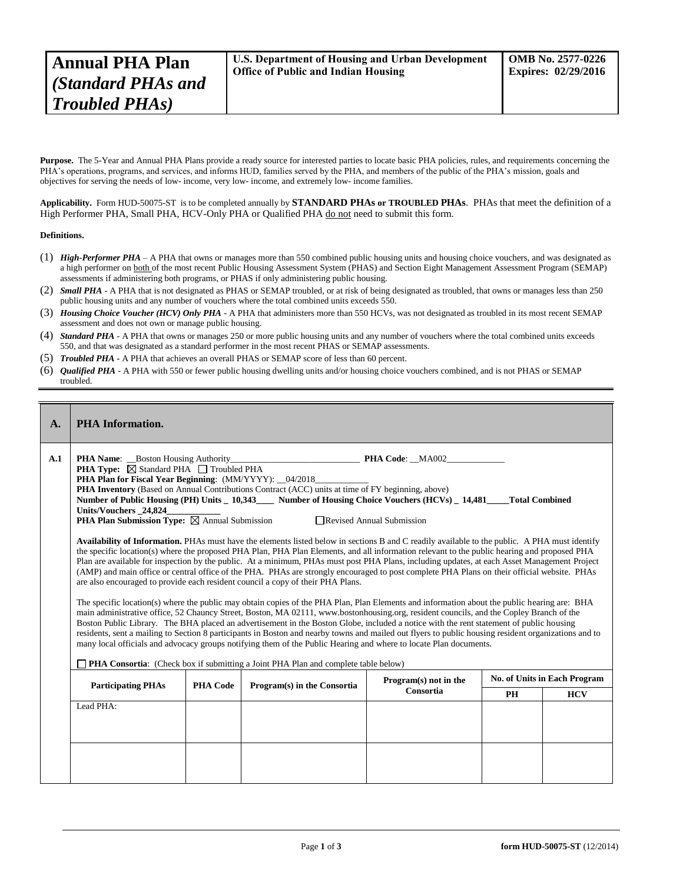| **Annual PHA Plan** *(Standard PHAs and Troubled PHAs)* | **U.S. Department of Housing and Urban Development Office of Public and Indian Housing** | **OMB No. 2577-0226 Expires: 02/29/2016** |
|---|---|---|

**Purpose.** The 5-Year and Annual PHA Plans provide a ready source for interested parties to locate basic PHA policies, rules, and requirements concerning the PHA's operations, programs, and services, and informs HUD, families served by the PHA, and members of the public of the PHA's mission, goals and objectives for serving the needs of low- income, very low- income, and extremely low- income families.

**Applicability.** Form HUD-50075-ST is to be completed annually by **STANDARD PHAs or TROUBLED PHAs**. PHAs that meet the definition of a High Performer PHA, Small PHA, HCV-Only PHA or Qualified PHA do not need to submit this form.

**Definitions.**

(1) ***High-Performer PHA*** – A PHA that owns or manages more than 550 combined public housing units and housing choice vouchers, and was designated as a high performer on both of the most recent Public Housing Assessment System (PHAS) and Section Eight Management Assessment Program (SEMAP) assessments if administering both programs, or PHAS if only administering public housing.

(2) ***Small PHA*** - A PHA that is not designated as PHAS or SEMAP troubled, or at risk of being designated as troubled, that owns or manages less than 250 public housing units and any number of vouchers where the total combined units exceeds 550.

(3) ***Housing Choice Voucher (HCV) Only PHA*** - A PHA that administers more than 550 HCVs, was not designated as troubled in its most recent SEMAP assessment and does not own or manage public housing.

(4) ***Standard PHA*** - A PHA that owns or manages 250 or more public housing units and any number of vouchers where the total combined units exceeds 550, and that was designated as a standard performer in the most recent PHAS or SEMAP assessments.

(5) ***Troubled PHA*** - A PHA that achieves an overall PHAS or SEMAP score of less than 60 percent.

(6) ***Qualified PHA*** - A PHA with 550 or fewer public housing dwelling units and/or housing choice vouchers combined, and is not PHAS or SEMAP troubled.

## A. PHA Information.

**A.1**

**PHA Name**: __Boston Housing Authority____________________________ **PHA Code**: __MA002_____________

**PHA Type:** ☒ Standard PHA ☐ Troubled PHA

**PHA Plan for Fiscal Year Beginning**: (MM/YYYY): __04/2018____________

**PHA Inventory** (Based on Annual Contributions Contract (ACC) units at time of FY beginning, above)

**Number of Public Housing (PH) Units _ 10,343____ Number of Housing Choice Vouchers (HCVs) _ 14,481_____Total Combined Units/Vouchers _24,824____________**

**PHA Plan Submission Type:** ☒ Annual Submission ☐ Revised Annual Submission

**Availability of Information.** PHAs must have the elements listed below in sections B and C readily available to the public. A PHA must identify the specific location(s) where the proposed PHA Plan, PHA Plan Elements, and all information relevant to the public hearing and proposed PHA Plan are available for inspection by the public. At a minimum, PHAs must post PHA Plans, including updates, at each Asset Management Project (AMP) and main office or central office of the PHA. PHAs are strongly encouraged to post complete PHA Plans on their official website. PHAs are also encouraged to provide each resident council a copy of their PHA Plans.

The specific location(s) where the public may obtain copies of the PHA Plan, Plan Elements and information about the public hearing are: BHA main administrative office, 52 Chauncy Street, Boston, MA 02111, www.bostonhousing.org, resident councils, and the Copley Branch of the Boston Public Library. The BHA placed an advertisement in the Boston Globe, included a notice with the rent statement of public housing residents, sent a mailing to Section 8 participants in Boston and nearby towns and mailed out flyers to public housing resident organizations and to many local officials and advocacy groups notifying them of the Public Hearing and where to locate Plan documents.

☐ **PHA Consortia**: (Check box if submitting a Joint PHA Plan and complete table below)

| Participating PHAs | PHA Code | Program(s) in the Consortia | Program(s) not in the Consortia | No. of Units in Each Program | |
|---|---|---|---|---|---|
| | | | | PH | HCV |
| Lead PHA: | | | | | |
| | | | | | |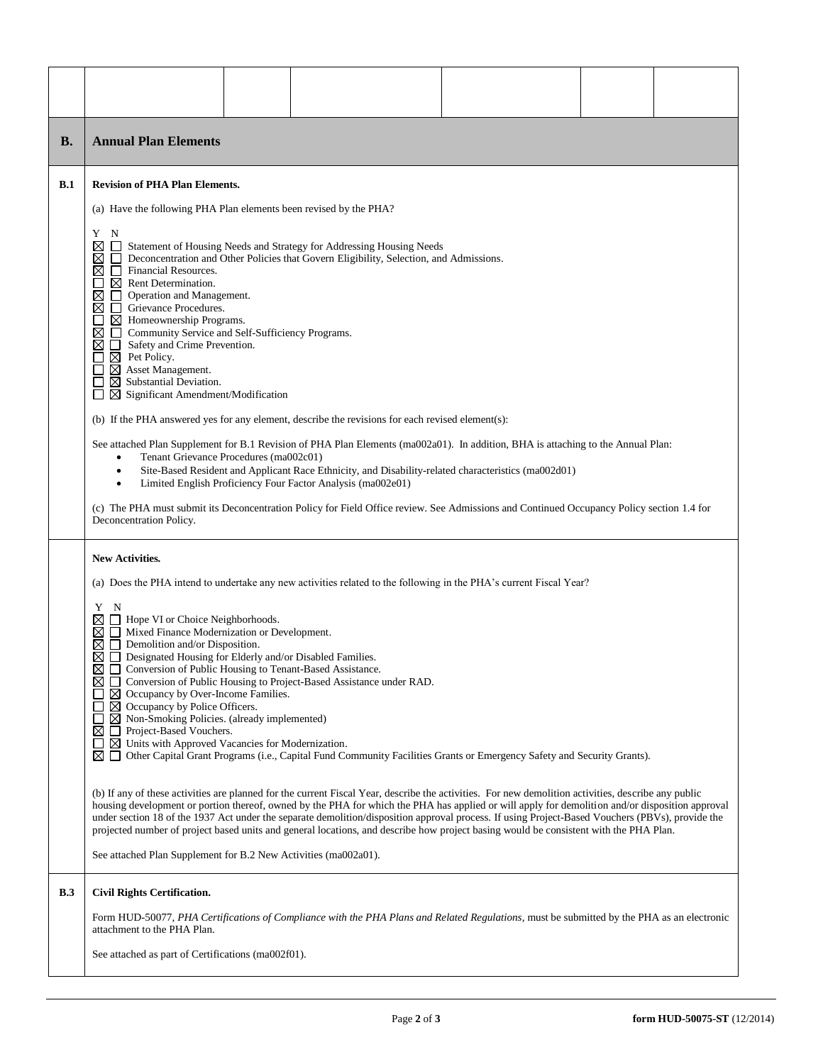| | | | | | | |
|---|---|---|---|---|---|---|
| | | | | | | |

## B. Annual Plan Elements

### B.1 Revision of PHA Plan Elements.

(a) Have the following PHA Plan elements been revised by the PHA?

Y N
- ☒ ☐ Statement of Housing Needs and Strategy for Addressing Housing Needs
- ☒ ☐ Deconcentration and Other Policies that Govern Eligibility, Selection, and Admissions.
- ☒ ☐ Financial Resources.
- ☐ ☒ Rent Determination.
- ☒ ☐ Operation and Management.
- ☒ ☐ Grievance Procedures.
- ☐ ☒ Homeownership Programs.
- ☒ ☐ Community Service and Self-Sufficiency Programs.
- ☒ ☐ Safety and Crime Prevention.
- ☐ ☒ Pet Policy.
- ☐ ☒ Asset Management.
- ☐ ☒ Substantial Deviation.
- ☐ ☒ Significant Amendment/Modification

(b) If the PHA answered yes for any element, describe the revisions for each revised element(s):

See attached Plan Supplement for B.1 Revision of PHA Plan Elements (ma002a01). In addition, BHA is attaching to the Annual Plan:

- Tenant Grievance Procedures (ma002c01)
- Site-Based Resident and Applicant Race Ethnicity, and Disability-related characteristics (ma002d01)
- Limited English Proficiency Four Factor Analysis (ma002e01)

(c) The PHA must submit its Deconcentration Policy for Field Office review. See Admissions and Continued Occupancy Policy section 1.4 for Deconcentration Policy.

### New Activities.

(a) Does the PHA intend to undertake any new activities related to the following in the PHA's current Fiscal Year?

Y N
- ☒ ☐ Hope VI or Choice Neighborhoods.
- ☒ ☐ Mixed Finance Modernization or Development.
- ☒ ☐ Demolition and/or Disposition.
- ☒ ☐ Designated Housing for Elderly and/or Disabled Families.
- ☒ ☐ Conversion of Public Housing to Tenant-Based Assistance.
- ☒ ☐ Conversion of Public Housing to Project-Based Assistance under RAD.
- ☐ ☒ Occupancy by Over-Income Families.
- ☐ ☒ Occupancy by Police Officers.
- ☐ ☒ Non-Smoking Policies. (already implemented)
- ☒ ☐ Project-Based Vouchers.
- ☐ ☒ Units with Approved Vacancies for Modernization.
- ☒ ☐ Other Capital Grant Programs (i.e., Capital Fund Community Facilities Grants or Emergency Safety and Security Grants).

(b) If any of these activities are planned for the current Fiscal Year, describe the activities. For new demolition activities, describe any public housing development or portion thereof, owned by the PHA for which the PHA has applied or will apply for demolition and/or disposition approval under section 18 of the 1937 Act under the separate demolition/disposition approval process. If using Project-Based Vouchers (PBVs), provide the projected number of project based units and general locations, and describe how project basing would be consistent with the PHA Plan.

See attached Plan Supplement for B.2 New Activities (ma002a01).

### B.3 Civil Rights Certification.

Form HUD-50077, *PHA Certifications of Compliance with the PHA Plans and Related Regulations*, must be submitted by the PHA as an electronic attachment to the PHA Plan.

See attached as part of Certifications (ma002f01).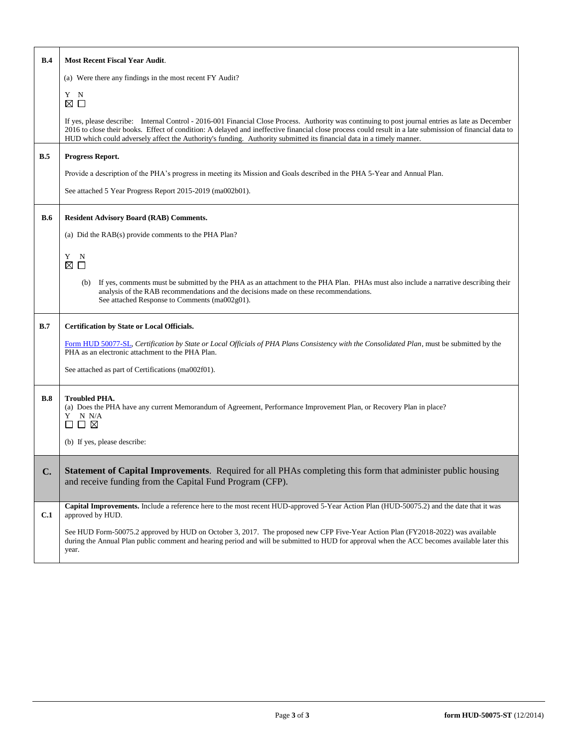| | |
|---|---|
| **B.4** | **Most Recent Fiscal Year Audit**.<br><br>(a) Were there any findings in the most recent FY Audit?<br><br>Y N<br>☒ ☐<br><br>If yes, please describe: Internal Control - 2016-001 Financial Close Process. Authority was continuing to post journal entries as late as December 2016 to close their books. Effect of condition: A delayed and ineffective financial close process could result in a late submission of financial data to HUD which could adversely affect the Authority's funding. Authority submitted its financial data in a timely manner. |
| **B.5** | **Progress Report.**<br><br>Provide a description of the PHA's progress in meeting its Mission and Goals described in the PHA 5-Year and Annual Plan.<br><br>See attached 5 Year Progress Report 2015-2019 (ma002b01). |
| **B.6** | **Resident Advisory Board (RAB) Comments.**<br><br>(a) Did the RAB(s) provide comments to the PHA Plan?<br><br>Y N<br>☒ ☐<br><br>(b) If yes, comments must be submitted by the PHA as an attachment to the PHA Plan. PHAs must also include a narrative describing their analysis of the RAB recommendations and the decisions made on these recommendations.<br>See attached Response to Comments (ma002g01). |
| **B.7** | **Certification by State or Local Officials.**<br><br>Form HUD 50077-SL, *Certification by State or Local Officials of PHA Plans Consistency with the Consolidated Plan*, must be submitted by the PHA as an electronic attachment to the PHA Plan.<br><br>See attached as part of Certifications (ma002f01). |
| **B.8** | **Troubled PHA.**<br>(a) Does the PHA have any current Memorandum of Agreement, Performance Improvement Plan, or Recovery Plan in place?<br>Y N N/A<br>☐ ☐ ☒<br><br>(b) If yes, please describe: |
| **C.** | **Statement of Capital Improvements**. Required for all PHAs completing this form that administer public housing and receive funding from the Capital Fund Program (CFP). |
| **C.1** | **Capital Improvements.** Include a reference here to the most recent HUD-approved 5-Year Action Plan (HUD-50075.2) and the date that it was approved by HUD.<br><br>See HUD Form-50075.2 approved by HUD on October 3, 2017. The proposed new CFP Five-Year Action Plan (FY2018-2022) was available during the Annual Plan public comment and hearing period and will be submitted to HUD for approval when the ACC becomes available later this year. |

**form HUD-50075-ST** (12/2014)